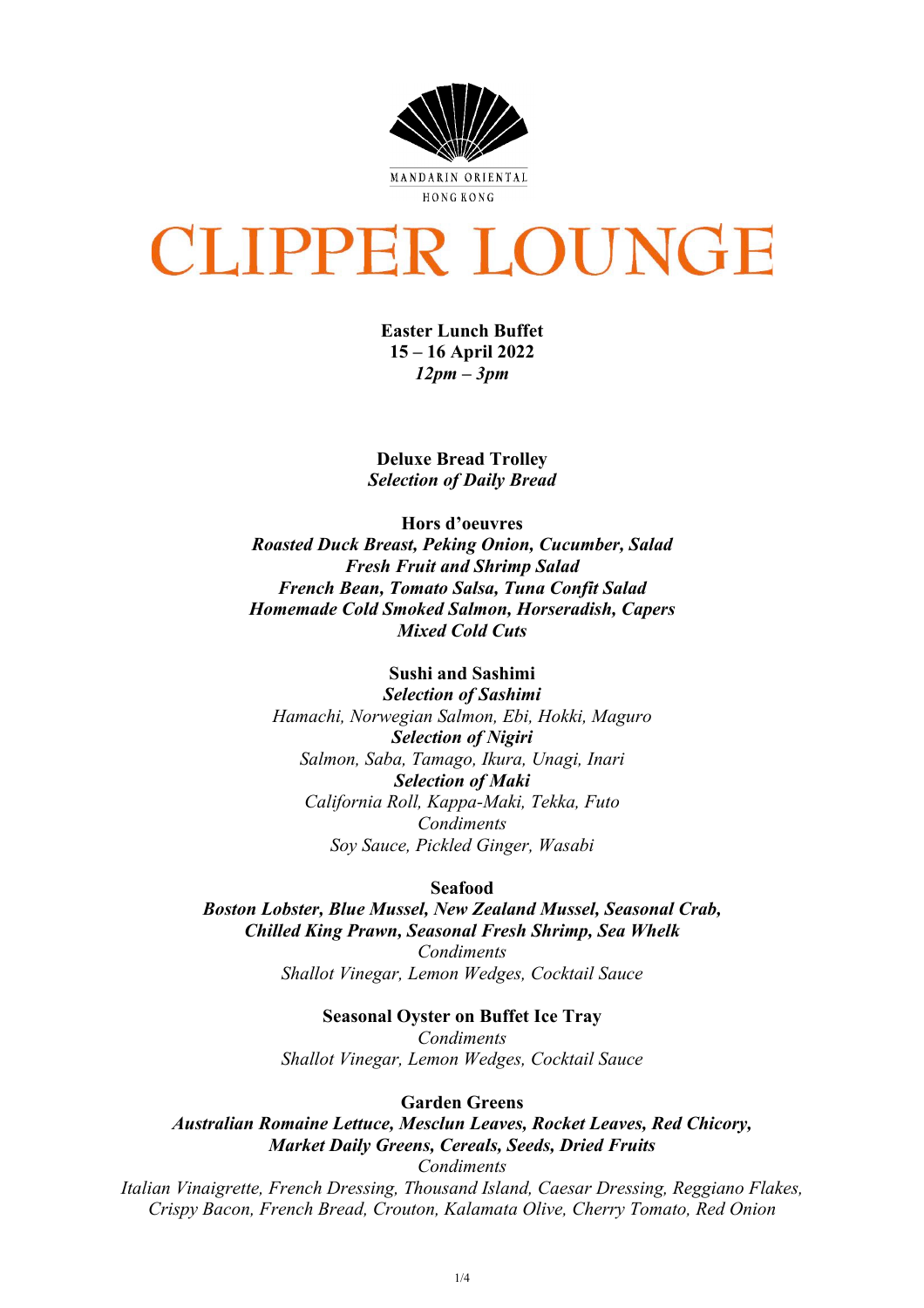MANDARIN ORIENTAL

HONG KONG

# CLIPPER LOUNGE

**Easter Lunch Buffet**
**15 – 16 April 2022**
***12pm – 3pm***

**Deluxe Bread Trolley**
***Selection of Daily Bread***

**Hors d'oeuvres**
***Roasted Duck Breast, Peking Onion, Cucumber, Salad***
***Fresh Fruit and Shrimp Salad***
***French Bean, Tomato Salsa, Tuna Confit Salad***
***Homemade Cold Smoked Salmon, Horseradish, Capers***
***Mixed Cold Cuts***

**Sushi and Sashimi**
***Selection of Sashimi***
*Hamachi, Norwegian Salmon, Ebi, Hokki, Maguro*
***Selection of Nigiri***
*Salmon, Saba, Tamago, Ikura, Unagi, Inari*
***Selection of Maki***
*California Roll, Kappa-Maki, Tekka, Futo*
*Condiments*
*Soy Sauce, Pickled Ginger, Wasabi*

**Seafood**
***Boston Lobster, Blue Mussel, New Zealand Mussel, Seasonal Crab,***
***Chilled King Prawn, Seasonal Fresh Shrimp, Sea Whelk***
*Condiments*
*Shallot Vinegar, Lemon Wedges, Cocktail Sauce*

**Seasonal Oyster on Buffet Ice Tray**
*Condiments*
*Shallot Vinegar, Lemon Wedges, Cocktail Sauce*

**Garden Greens**
***Australian Romaine Lettuce, Mesclun Leaves, Rocket Leaves, Red Chicory,***
***Market Daily Greens, Cereals, Seeds, Dried Fruits***
*Condiments*
*Italian Vinaigrette, French Dressing, Thousand Island, Caesar Dressing, Reggiano Flakes,*
*Crispy Bacon, French Bread, Crouton, Kalamata Olive, Cherry Tomato, Red Onion*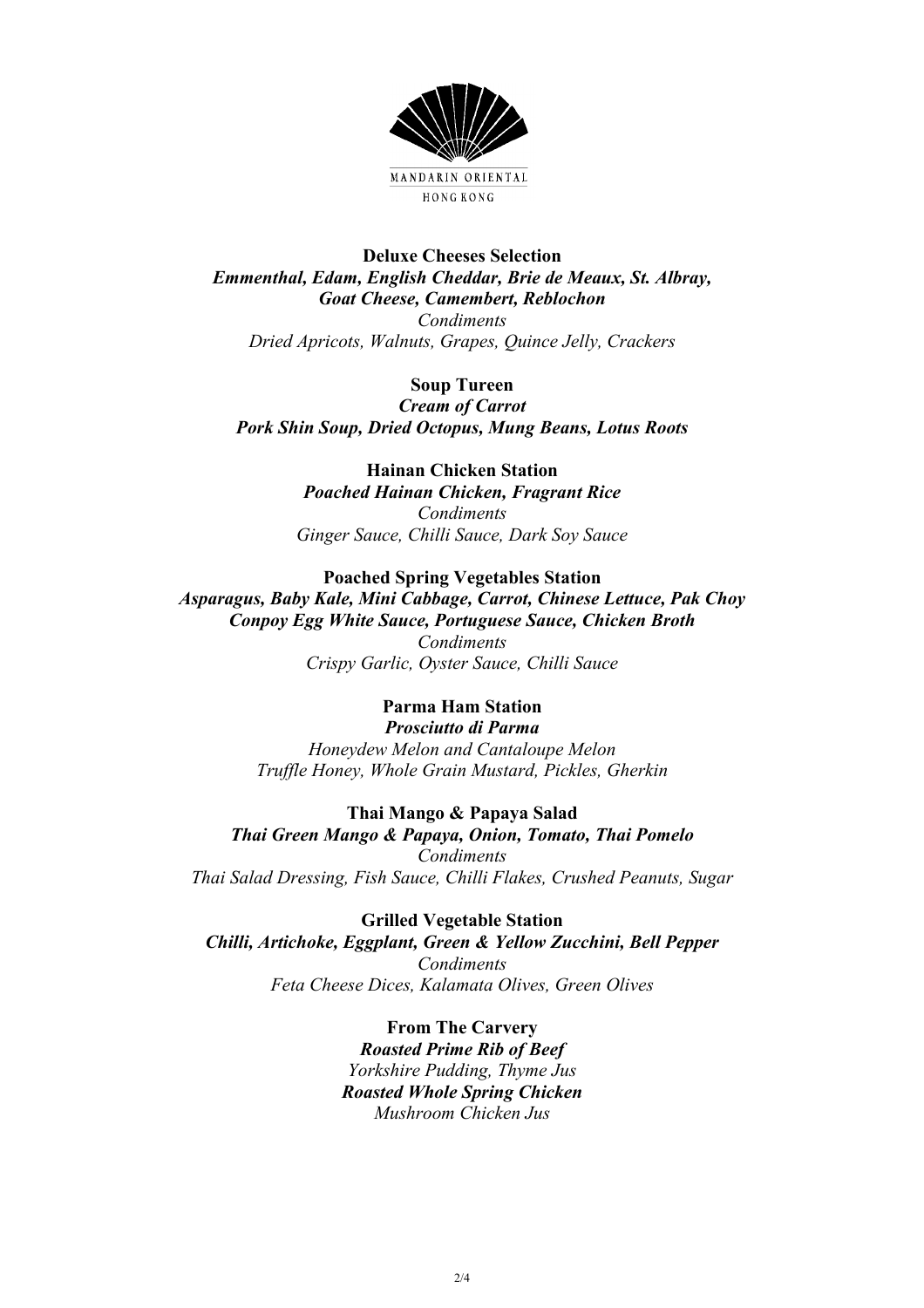MANDARIN ORIENTAL
HONG KONG

**Deluxe Cheeses Selection**
***Emmenthal, Edam, English Cheddar, Brie de Meaux, St. Albray, Goat Cheese, Camembert, Reblochon***
*Condiments*
*Dried Apricots, Walnuts, Grapes, Quince Jelly, Crackers*

**Soup Tureen**
***Cream of Carrot***
***Pork Shin Soup, Dried Octopus, Mung Beans, Lotus Roots***

**Hainan Chicken Station**
***Poached Hainan Chicken, Fragrant Rice***
*Condiments*
*Ginger Sauce, Chilli Sauce, Dark Soy Sauce*

**Poached Spring Vegetables Station**
***Asparagus, Baby Kale, Mini Cabbage, Carrot, Chinese Lettuce, Pak Choy***
***Conpoy Egg White Sauce, Portuguese Sauce, Chicken Broth***
*Condiments*
*Crispy Garlic, Oyster Sauce, Chilli Sauce*

**Parma Ham Station**
***Prosciutto di Parma***
*Honeydew Melon and Cantaloupe Melon*
*Truffle Honey, Whole Grain Mustard, Pickles, Gherkin*

**Thai Mango & Papaya Salad**
***Thai Green Mango & Papaya, Onion, Tomato, Thai Pomelo***
*Condiments*
*Thai Salad Dressing, Fish Sauce, Chilli Flakes, Crushed Peanuts, Sugar*

**Grilled Vegetable Station**
***Chilli, Artichoke, Eggplant, Green & Yellow Zucchini, Bell Pepper***
*Condiments*
*Feta Cheese Dices, Kalamata Olives, Green Olives*

**From The Carvery**
***Roasted Prime Rib of Beef***
*Yorkshire Pudding, Thyme Jus*
***Roasted Whole Spring Chicken***
*Mushroom Chicken Jus*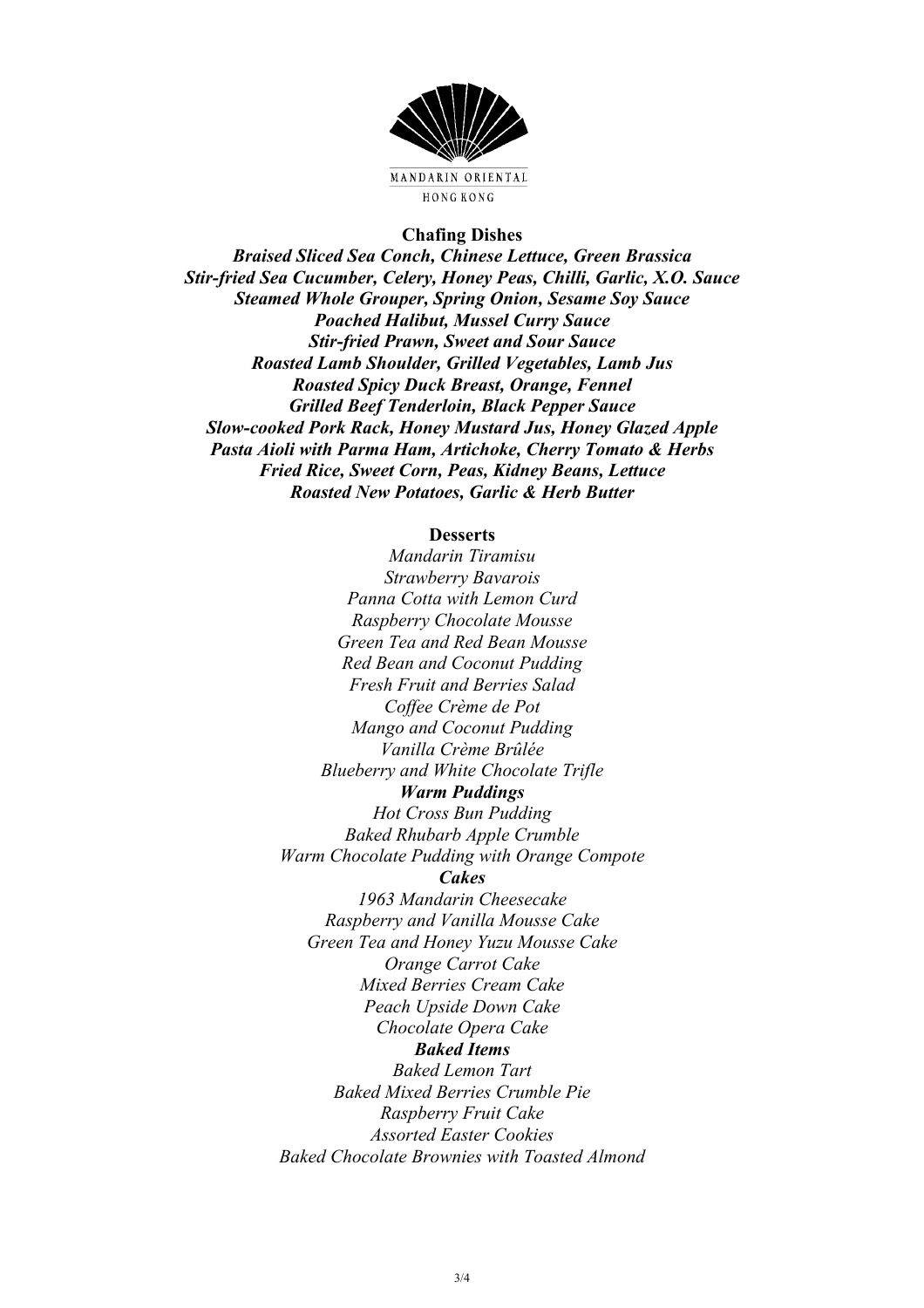MANDARIN ORIENTAL

HONG KONG

**Chafing Dishes**

***Braised Sliced Sea Conch, Chinese Lettuce, Green Brassica***
***Stir-fried Sea Cucumber, Celery, Honey Peas, Chilli, Garlic, X.O. Sauce***
***Steamed Whole Grouper, Spring Onion, Sesame Soy Sauce***
***Poached Halibut, Mussel Curry Sauce***
***Stir-fried Prawn, Sweet and Sour Sauce***
***Roasted Lamb Shoulder, Grilled Vegetables, Lamb Jus***
***Roasted Spicy Duck Breast, Orange, Fennel***
***Grilled Beef Tenderloin, Black Pepper Sauce***
***Slow-cooked Pork Rack, Honey Mustard Jus, Honey Glazed Apple***
***Pasta Aioli with Parma Ham, Artichoke, Cherry Tomato & Herbs***
***Fried Rice, Sweet Corn, Peas, Kidney Beans, Lettuce***
***Roasted New Potatoes, Garlic & Herb Butter***

**Desserts**

*Mandarin Tiramisu*
*Strawberry Bavarois*
*Panna Cotta with Lemon Curd*
*Raspberry Chocolate Mousse*
*Green Tea and Red Bean Mousse*
*Red Bean and Coconut Pudding*
*Fresh Fruit and Berries Salad*
*Coffee Crème de Pot*
*Mango and Coconut Pudding*
*Vanilla Crème Brûlée*
*Blueberry and White Chocolate Trifle*

***Warm Puddings***

*Hot Cross Bun Pudding*
*Baked Rhubarb Apple Crumble*
*Warm Chocolate Pudding with Orange Compote*

***Cakes***

*1963 Mandarin Cheesecake*
*Raspberry and Vanilla Mousse Cake*
*Green Tea and Honey Yuzu Mousse Cake*
*Orange Carrot Cake*
*Mixed Berries Cream Cake*
*Peach Upside Down Cake*
*Chocolate Opera Cake*

***Baked Items***

*Baked Lemon Tart*
*Baked Mixed Berries Crumble Pie*
*Raspberry Fruit Cake*
*Assorted Easter Cookies*
*Baked Chocolate Brownies with Toasted Almond*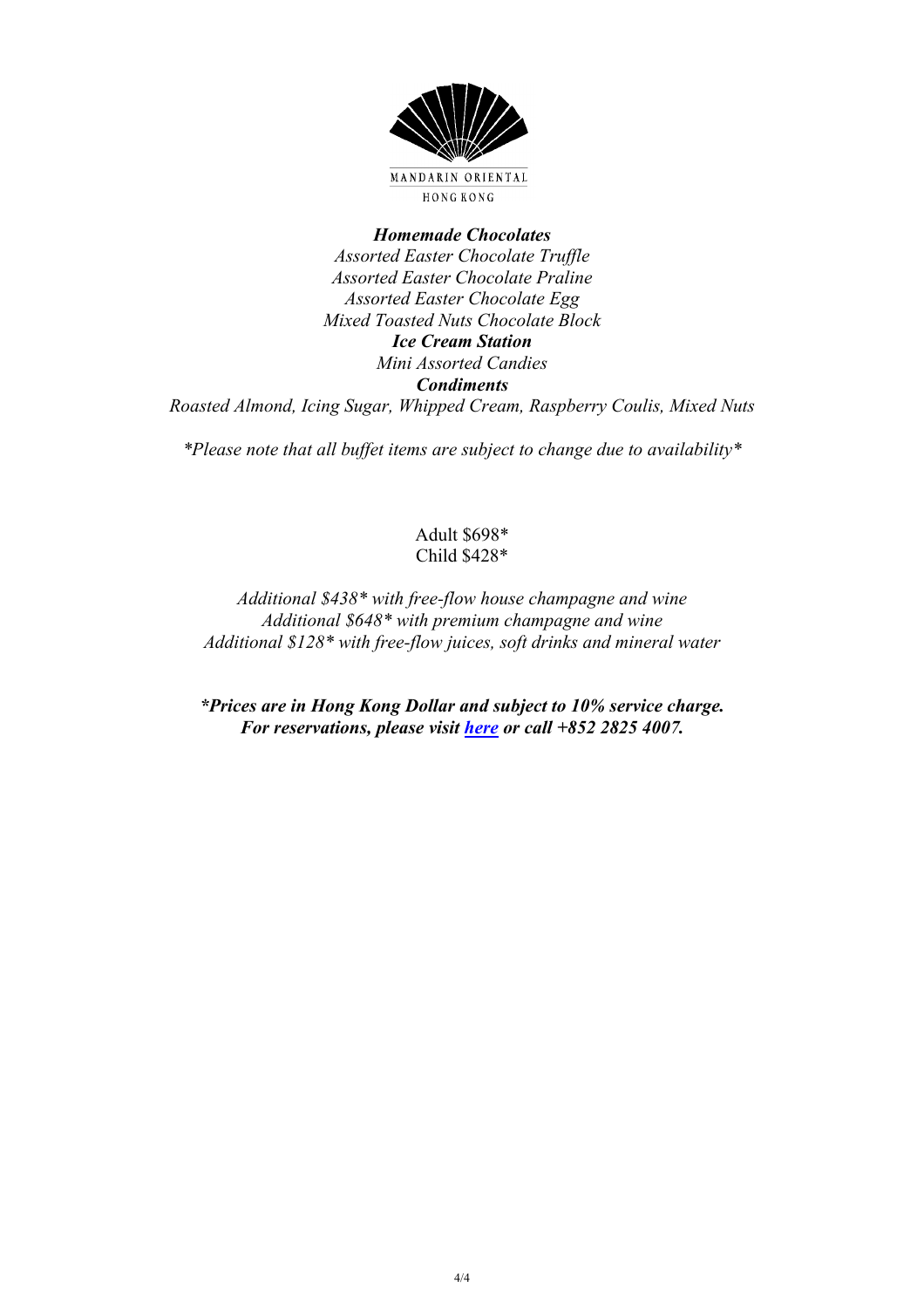MANDARIN ORIENTAL

HONG KONG

***Homemade Chocolates***

*Assorted Easter Chocolate Truffle*

*Assorted Easter Chocolate Praline*

*Assorted Easter Chocolate Egg*

*Mixed Toasted Nuts Chocolate Block*

***Ice Cream Station***

*Mini Assorted Candies*

***Condiments***

*Roasted Almond, Icing Sugar, Whipped Cream, Raspberry Coulis, Mixed Nuts*

**Please note that all buffet items are subject to change due to availability**

Adult $698*
Child $428*

*Additional $438* with free-flow house champagne and wine*
*Additional $648* with premium champagne and wine*
*Additional $128* with free-flow juices, soft drinks and mineral water*

***Prices are in Hong Kong Dollar and subject to 10% service charge.***
***For reservations, please visit [here] or call +852 2825 4007.***